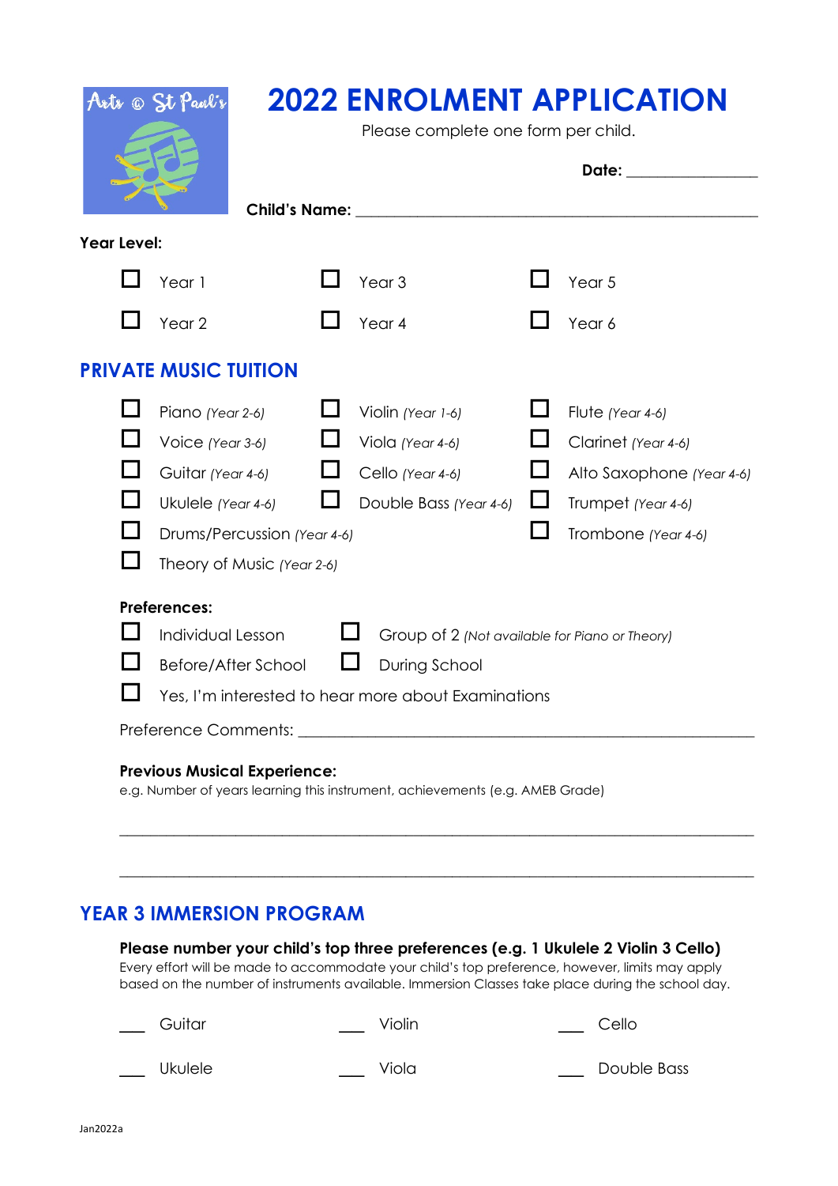Arts @ St Paul's

# 2022 ENROLMENT APPLICATION

Please complete one form per child.

**Date:** ________________

**Child's Name:** ________________________________________________

**Year Level:**

- ☐ Year 1
- ☐ Year 2
- ☐ Year 3
- ☐ Year 4
- ☐ Year 5
- ☐ Year 6

## PRIVATE MUSIC TUITION

- ☐ Piano *(Year 2-6)*
- ☐ Voice *(Year 3-6)*
- ☐ Guitar *(Year 4-6)*
- ☐ Ukulele *(Year 4-6)*
- ☐ Drums/Percussion *(Year 4-6)*
- ☐ Theory of Music *(Year 2-6)*
- ☐ Violin *(Year 1-6)*
- ☐ Viola *(Year 4-6)*
- ☐ Cello *(Year 4-6)*
- ☐ Double Bass *(Year 4-6)*
- ☐ Flute *(Year 4-6)*
- ☐ Clarinet *(Year 4-6)*
- ☐ Alto Saxophone *(Year 4-6)*
- ☐ Trumpet *(Year 4-6)*
- ☐ Trombone *(Year 4-6)*

**Preferences:**

- ☐ Individual Lesson
- ☐ Group of 2 *(Not available for Piano or Theory)*
- ☐ Before/After School
- ☐ During School
- ☐ Yes, I'm interested to hear more about Examinations

Preference Comments: ________________________________________________

**Previous Musical Experience:**

e.g. Number of years learning this instrument, achievements (e.g. AMEB Grade)

________________________________________________________________________

________________________________________________________________________

## YEAR 3 IMMERSION PROGRAM

**Please number your child's top three preferences (e.g. 1 Ukulele 2 Violin 3 Cello)**

Every effort will be made to accommodate your child's top preference, however, limits may apply based on the number of instruments available. Immersion Classes take place during the school day.

___ Guitar

___ Ukulele

___ Violin

___ Viola

___ Cello

___ Double Bass

Jan2022a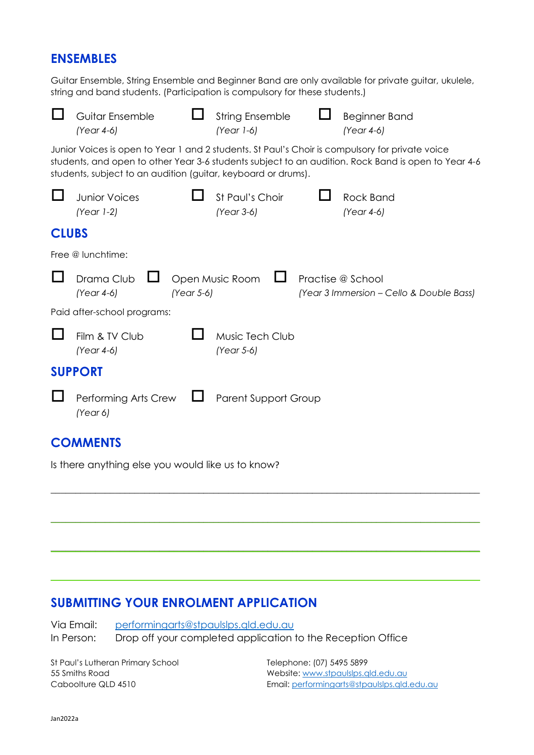## ENSEMBLES

Guitar Ensemble, String Ensemble and Beginner Band are only available for private guitar, ukulele, string and band students. (Participation is compulsory for these students.)

- ☐ Guitar Ensemble *(Year 4-6)*
- ☐ String Ensemble *(Year 1-6)*
- ☐ Beginner Band *(Year 4-6)*

Junior Voices is open to Year 1 and 2 students. St Paul's Choir is compulsory for private voice students, and open to other Year 3-6 students subject to an audition. Rock Band is open to Year 4-6 students, subject to an audition (guitar, keyboard or drums).

- ☐ Junior Voices *(Year 1-2)*
- ☐ St Paul's Choir *(Year 3-6)*
- ☐ Rock Band *(Year 4-6)*

## CLUBS

Free @ lunchtime:

- ☐ Drama Club *(Year 4-6)*
- ☐ Open Music Room *(Year 5-6)*
- ☐ Practise @ School *(Year 3 Immersion – Cello & Double Bass)*

Paid after-school programs:

- ☐ Film & TV Club *(Year 4-6)*
- ☐ Music Tech Club *(Year 5-6)*

## SUPPORT

- ☐ Performing Arts Crew *(Year 6)*
- ☐ Parent Support Group

## COMMENTS

Is there anything else you would like us to know?

\_\_\_\_\_\_\_\_\_\_\_\_\_\_\_\_\_\_\_\_\_\_\_\_\_\_\_\_\_\_\_\_\_\_\_\_\_\_\_\_\_\_\_\_\_\_\_\_\_\_\_\_\_\_\_\_\_\_\_\_\_\_\_\_\_\_\_\_\_\_

\_\_\_\_\_\_\_\_\_\_\_\_\_\_\_\_\_\_\_\_\_\_\_\_\_\_\_\_\_\_\_\_\_\_\_\_\_\_\_\_\_\_\_\_\_\_\_\_\_\_\_\_\_\_\_\_\_\_\_\_\_\_\_\_\_\_\_\_\_\_

\_\_\_\_\_\_\_\_\_\_\_\_\_\_\_\_\_\_\_\_\_\_\_\_\_\_\_\_\_\_\_\_\_\_\_\_\_\_\_\_\_\_\_\_\_\_\_\_\_\_\_\_\_\_\_\_\_\_\_\_\_\_\_\_\_\_\_\_\_\_

\_\_\_\_\_\_\_\_\_\_\_\_\_\_\_\_\_\_\_\_\_\_\_\_\_\_\_\_\_\_\_\_\_\_\_\_\_\_\_\_\_\_\_\_\_\_\_\_\_\_\_\_\_\_\_\_\_\_\_\_\_\_\_\_\_\_\_\_\_\_

## SUBMITTING YOUR ENROLMENT APPLICATION

Via Email: performingarts@stpaulslps.qld.edu.au
In Person: Drop off your completed application to the Reception Office

St Paul's Lutheran Primary School
55 Smiths Road
Caboolture QLD 4510

Telephone: (07) 5495 5899
Website: www.stpaulslps.qld.edu.au
Email: performingarts@stpaulslps.qld.edu.au

Jan2022a